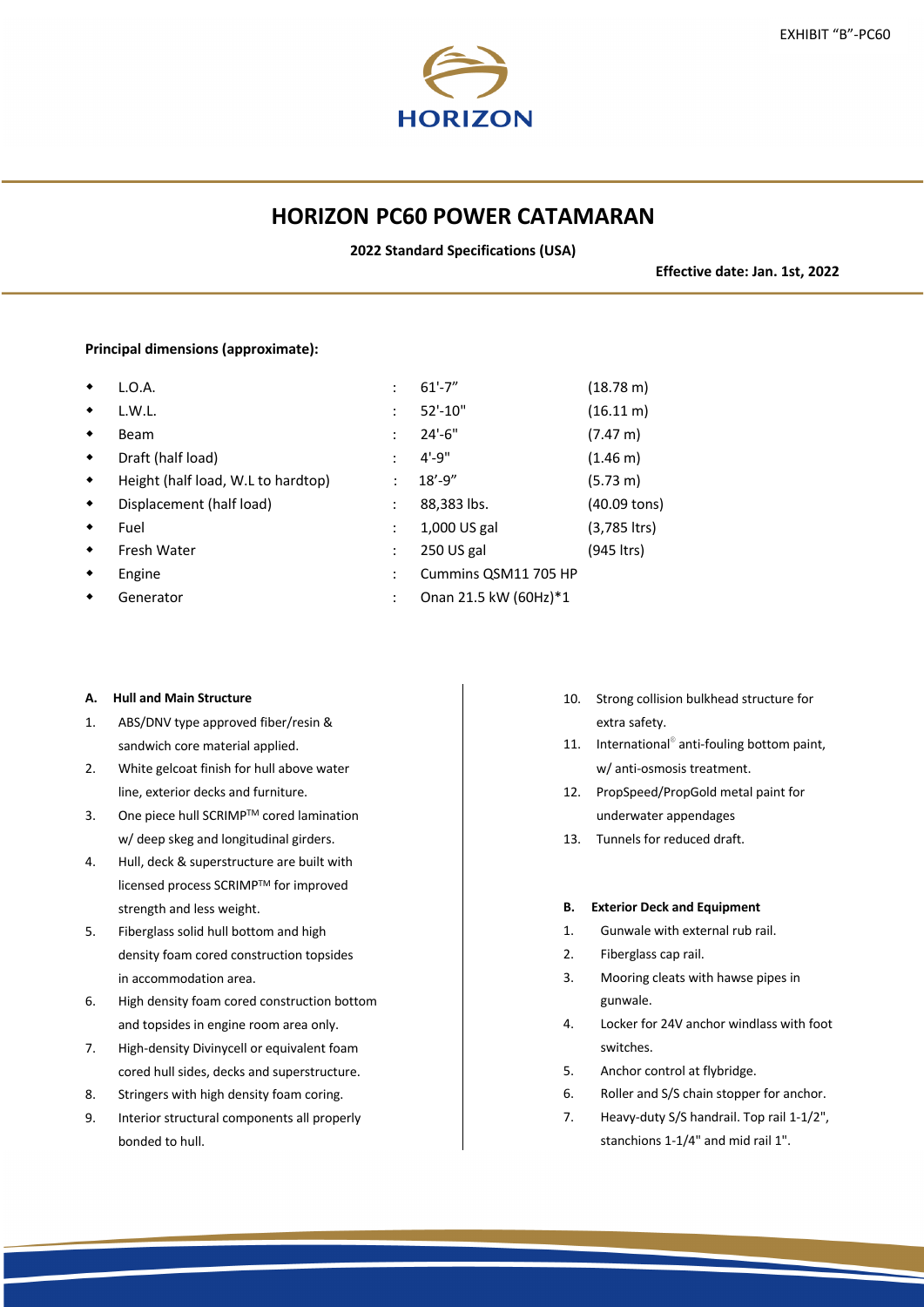EXHIBIT “B”-PC60

HORIZON

# HORIZON PC60 POWER CATAMARAN

**2022 Standard Specifications (USA)**

**Effective date: Jan. 1st, 2022**

**Principal dimensions (approximate):**

| | | | |
|---|---|---|---|
| L.O.A. | : | 61'-7” | (18.78 m) |
| L.W.L. | : | 52'-10" | (16.11 m) |
| Beam | : | 24'-6" | (7.47 m) |
| Draft (half load) | : | 4'-9" | (1.46 m) |
| Height (half load, W.L to hardtop) | : | 18’-9” | (5.73 m) |
| Displacement (half load) | : | 88,383 lbs. | (40.09 tons) |
| Fuel | : | 1,000 US gal | (3,785 ltrs) |
| Fresh Water | : | 250 US gal | (945 ltrs) |
| Engine | : | Cummins QSM11 705 HP | |
| Generator | : | Onan 21.5 kW (60Hz)*1 | |

**A. Hull and Main Structure**

1. ABS/DNV type approved fiber/resin & sandwich core material applied.
2. White gelcoat finish for hull above water line, exterior decks and furniture.
3. One piece hull SCRIMP™ cored lamination w/ deep skeg and longitudinal girders.
4. Hull, deck & superstructure are built with licensed process SCRIMP™ for improved strength and less weight.
5. Fiberglass solid hull bottom and high density foam cored construction topsides in accommodation area.
6. High density foam cored construction bottom and topsides in engine room area only.
7. High-density Divinycell or equivalent foam cored hull sides, decks and superstructure.
8. Stringers with high density foam coring.
9. Interior structural components all properly bonded to hull.
10. Strong collision bulkhead structure for extra safety.
11. International® anti-fouling bottom paint, w/ anti-osmosis treatment.
12. PropSpeed/PropGold metal paint for underwater appendages
13. Tunnels for reduced draft.

**B. Exterior Deck and Equipment**

1. Gunwale with external rub rail.
2. Fiberglass cap rail.
3. Mooring cleats with hawse pipes in gunwale.
4. Locker for 24V anchor windlass with foot switches.
5. Anchor control at flybridge.
6. Roller and S/S chain stopper for anchor.
7. Heavy-duty S/S handrail. Top rail 1-1/2", stanchions 1-1/4" and mid rail 1".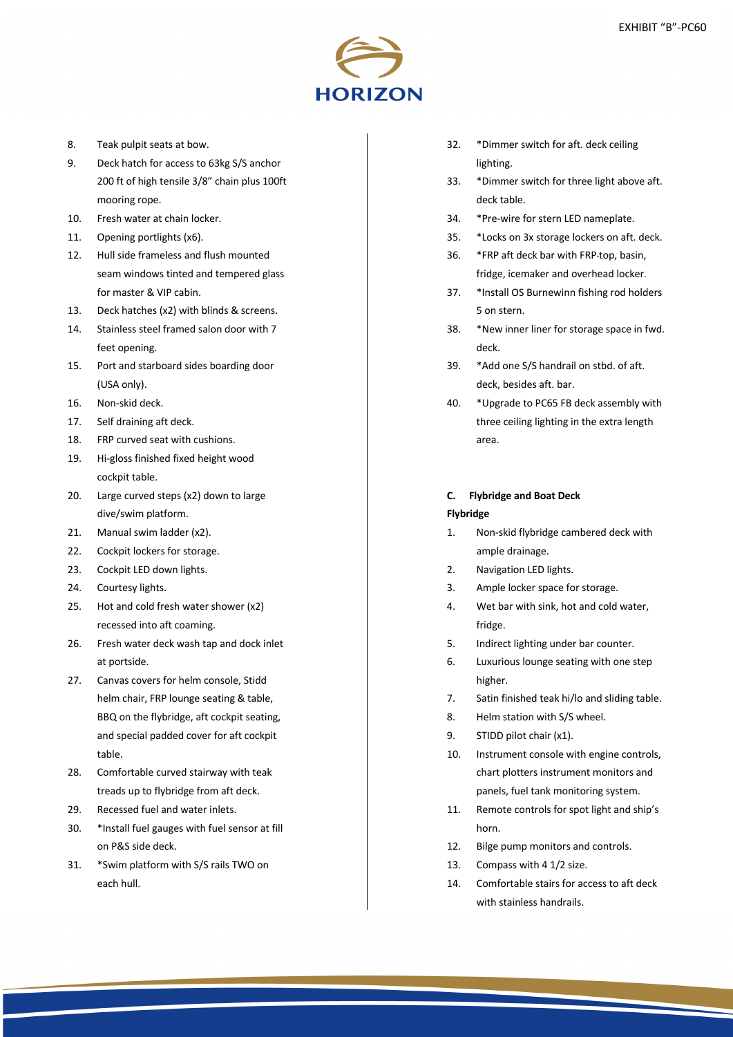8. Teak pulpit seats at bow.
9. Deck hatch for access to 63kg S/S anchor 200 ft of high tensile 3/8" chain plus 100ft mooring rope.
10. Fresh water at chain locker.
11. Opening portlights (x6).
12. Hull side frameless and flush mounted seam windows tinted and tempered glass for master & VIP cabin.
13. Deck hatches (x2) with blinds & screens.
14. Stainless steel framed salon door with 7 feet opening.
15. Port and starboard sides boarding door (USA only).
16. Non-skid deck.
17. Self draining aft deck.
18. FRP curved seat with cushions.
19. Hi-gloss finished fixed height wood cockpit table.
20. Large curved steps (x2) down to large dive/swim platform.
21. Manual swim ladder (x2).
22. Cockpit lockers for storage.
23. Cockpit LED down lights.
24. Courtesy lights.
25. Hot and cold fresh water shower (x2) recessed into aft coaming.
26. Fresh water deck wash tap and dock inlet at portside.
27. Canvas covers for helm console, Stidd helm chair, FRP lounge seating & table, BBQ on the flybridge, aft cockpit seating, and special padded cover for aft cockpit table.
28. Comfortable curved stairway with teak treads up to flybridge from aft deck.
29. Recessed fuel and water inlets.
30. *Install fuel gauges with fuel sensor at fill on P&S side deck.
31. *Swim platform with S/S rails TWO on each hull.
32. *Dimmer switch for aft. deck ceiling lighting.
33. *Dimmer switch for three light above aft. deck table.
34. *Pre-wire for stern LED nameplate.
35. *Locks on 3x storage lockers on aft. deck.
36. *FRP aft deck bar with FRP-top, basin, fridge, icemaker and overhead locker.
37. *Install OS Burnewinn fishing rod holders 5 on stern.
38. *New inner liner for storage space in fwd. deck.
39. *Add one S/S handrail on stbd. of aft. deck, besides aft. bar.
40. *Upgrade to PC65 FB deck assembly with three ceiling lighting in the extra length area.

**C. Flybridge and Boat Deck**

**Flybridge**

1. Non-skid flybridge cambered deck with ample drainage.
2. Navigation LED lights.
3. Ample locker space for storage.
4. Wet bar with sink, hot and cold water, fridge.
5. Indirect lighting under bar counter.
6. Luxurious lounge seating with one step higher.
7. Satin finished teak hi/lo and sliding table.
8. Helm station with S/S wheel.
9. STIDD pilot chair (x1).
10. Instrument console with engine controls, chart plotters instrument monitors and panels, fuel tank monitoring system.
11. Remote controls for spot light and ship's horn.
12. Bilge pump monitors and controls.
13. Compass with 4 1/2 size.
14. Comfortable stairs for access to aft deck with stainless handrails.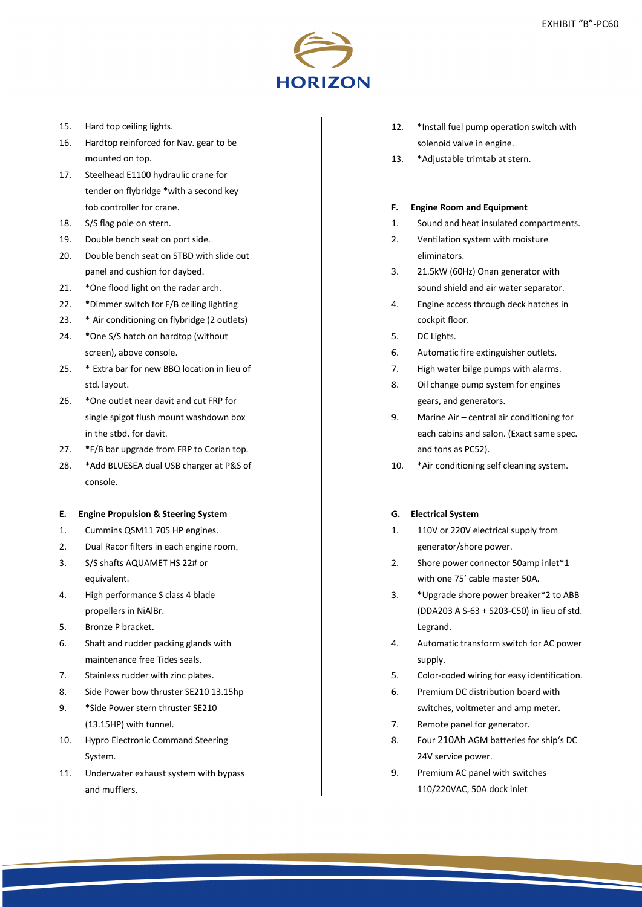EXHIBIT "B"-PC60

HORIZON

15. Hard top ceiling lights.
16. Hardtop reinforced for Nav. gear to be mounted on top.
17. Steelhead E1100 hydraulic crane for tender on flybridge *with a second key fob controller for crane.
18. S/S flag pole on stern.
19. Double bench seat on port side.
20. Double bench seat on STBD with slide out panel and cushion for daybed.
21. *One flood light on the radar arch.
22. *Dimmer switch for F/B ceiling lighting
23. * Air conditioning on flybridge (2 outlets)
24. *One S/S hatch on hardtop (without screen), above console.
25. * Extra bar for new BBQ location in lieu of std. layout.
26. *One outlet near davit and cut FRP for single spigot flush mount washdown box in the stbd. for davit.
27. *F/B bar upgrade from FRP to Corian top.
28. *Add BLUESEA dual USB charger at P&S of console.

**E. Engine Propulsion & Steering System**

1. Cummins QSM11 705 HP engines.
2. Dual Racor filters in each engine room。
3. S/S shafts AQUAMET HS 22# or equivalent.
4. High performance S class 4 blade propellers in NiAlBr.
5. Bronze P bracket.
6. Shaft and rudder packing glands with maintenance free Tides seals.
7. Stainless rudder with zinc plates.
8. Side Power bow thruster SE210 13.15hp
9. *Side Power stern thruster SE210 (13.15HP) with tunnel.
10. Hypro Electronic Command Steering System.
11. Underwater exhaust system with bypass and mufflers.
12. *Install fuel pump operation switch with solenoid valve in engine.
13. *Adjustable trimtab at stern.

**F. Engine Room and Equipment**

1. Sound and heat insulated compartments.
2. Ventilation system with moisture eliminators.
3. 21.5kW (60Hz) Onan generator with sound shield and air water separator.
4. Engine access through deck hatches in cockpit floor.
5. DC Lights.
6. Automatic fire extinguisher outlets.
7. High water bilge pumps with alarms.
8. Oil change pump system for engines gears, and generators.
9. Marine Air – central air conditioning for each cabins and salon. (Exact same spec. and tons as PC52).
10. *Air conditioning self cleaning system.

**G. Electrical System**

1. 110V or 220V electrical supply from generator/shore power.
2. Shore power connector 50amp inlet*1 with one 75' cable master 50A.
3. *Upgrade shore power breaker*2 to ABB (DDA203 A S-63 + S203-C50) in lieu of std. Legrand.
4. Automatic transform switch for AC power supply.
5. Color-coded wiring for easy identification.
6. Premium DC distribution board with switches, voltmeter and amp meter.
7. Remote panel for generator.
8. Four 210Ah AGM batteries for ship's DC 24V service power.
9. Premium AC panel with switches 110/220VAC, 50A dock inlet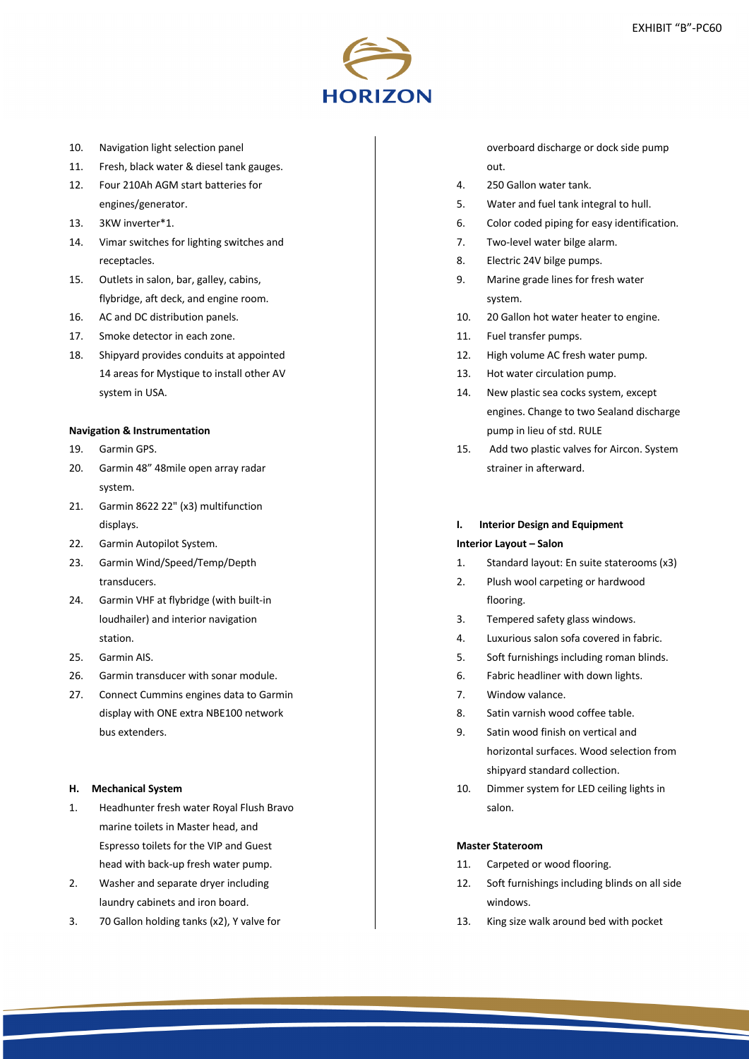10. Navigation light selection panel
11. Fresh, black water & diesel tank gauges.
12. Four 210Ah AGM start batteries for engines/generator.
13. 3KW inverter*1.
14. Vimar switches for lighting switches and receptacles.
15. Outlets in salon, bar, galley, cabins, flybridge, aft deck, and engine room.
16. AC and DC distribution panels.
17. Smoke detector in each zone.
18. Shipyard provides conduits at appointed 14 areas for Mystique to install other AV system in USA.

**Navigation & Instrumentation**

19. Garmin GPS.
20. Garmin 48" 48mile open array radar system.
21. Garmin 8622 22" (x3) multifunction displays.
22. Garmin Autopilot System.
23. Garmin Wind/Speed/Temp/Depth transducers.
24. Garmin VHF at flybridge (with built-in loudhailer) and interior navigation station.
25. Garmin AIS.
26. Garmin transducer with sonar module.
27. Connect Cummins engines data to Garmin display with ONE extra NBE100 network bus extenders.

## H. Mechanical System

1. Headhunter fresh water Royal Flush Bravo marine toilets in Master head, and Espresso toilets for the VIP and Guest head with back-up fresh water pump.
2. Washer and separate dryer including laundry cabinets and iron board.
3. 70 Gallon holding tanks (x2), Y valve for overboard discharge or dock side pump out.
4. 250 Gallon water tank.
5. Water and fuel tank integral to hull.
6. Color coded piping for easy identification.
7. Two-level water bilge alarm.
8. Electric 24V bilge pumps.
9. Marine grade lines for fresh water system.
10. 20 Gallon hot water heater to engine.
11. Fuel transfer pumps.
12. High volume AC fresh water pump.
13. Hot water circulation pump.
14. New plastic sea cocks system, except engines. Change to two Sealand discharge pump in lieu of std. RULE
15. Add two plastic valves for Aircon. System strainer in afterward.

## I. Interior Design and Equipment

**Interior Layout – Salon**

1. Standard layout: En suite staterooms (x3)
2. Plush wool carpeting or hardwood flooring.
3. Tempered safety glass windows.
4. Luxurious salon sofa covered in fabric.
5. Soft furnishings including roman blinds.
6. Fabric headliner with down lights.
7. Window valance.
8. Satin varnish wood coffee table.
9. Satin wood finish on vertical and horizontal surfaces. Wood selection from shipyard standard collection.
10. Dimmer system for LED ceiling lights in salon.

**Master Stateroom**

11. Carpeted or wood flooring.
12. Soft furnishings including blinds on all side windows.
13. King size walk around bed with pocket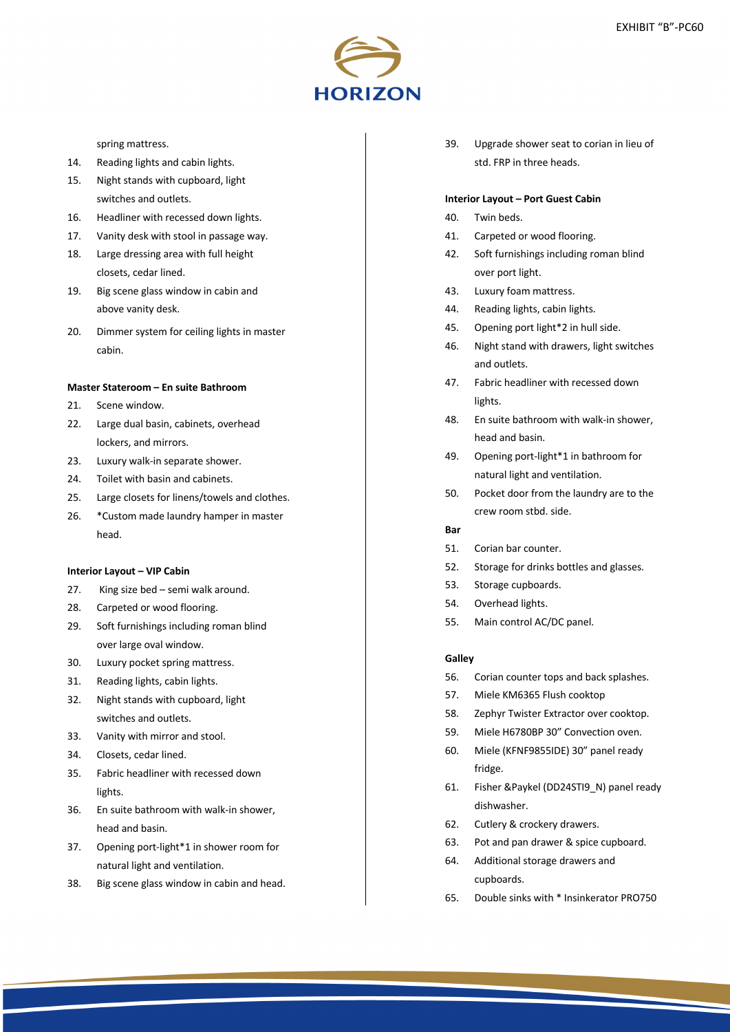spring mattress.

14. Reading lights and cabin lights.
15. Night stands with cupboard, light switches and outlets.
16. Headliner with recessed down lights.
17. Vanity desk with stool in passage way.
18. Large dressing area with full height closets, cedar lined.
19. Big scene glass window in cabin and above vanity desk.
20. Dimmer system for ceiling lights in master cabin.

**Master Stateroom – En suite Bathroom**

21. Scene window.
22. Large dual basin, cabinets, overhead lockers, and mirrors.
23. Luxury walk-in separate shower.
24. Toilet with basin and cabinets.
25. Large closets for linens/towels and clothes.
26. *Custom made laundry hamper in master head.

**Interior Layout – VIP Cabin**

27. King size bed – semi walk around.
28. Carpeted or wood flooring.
29. Soft furnishings including roman blind over large oval window.
30. Luxury pocket spring mattress.
31. Reading lights, cabin lights.
32. Night stands with cupboard, light switches and outlets.
33. Vanity with mirror and stool.
34. Closets, cedar lined.
35. Fabric headliner with recessed down lights.
36. En suite bathroom with walk-in shower, head and basin.
37. Opening port-light*1 in shower room for natural light and ventilation.
38. Big scene glass window in cabin and head.
39. Upgrade shower seat to corian in lieu of std. FRP in three heads.

**Interior Layout – Port Guest Cabin**

40. Twin beds.
41. Carpeted or wood flooring.
42. Soft furnishings including roman blind over port light.
43. Luxury foam mattress.
44. Reading lights, cabin lights.
45. Opening port light*2 in hull side.
46. Night stand with drawers, light switches and outlets.
47. Fabric headliner with recessed down lights.
48. En suite bathroom with walk-in shower, head and basin.
49. Opening port-light*1 in bathroom for natural light and ventilation.
50. Pocket door from the laundry are to the crew room stbd. side.

**Bar**

51. Corian bar counter.
52. Storage for drinks bottles and glasses.
53. Storage cupboards.
54. Overhead lights.
55. Main control AC/DC panel.

**Galley**

56. Corian counter tops and back splashes.
57. Miele KM6365 Flush cooktop
58. Zephyr Twister Extractor over cooktop.
59. Miele H6780BP 30" Convection oven.
60. Miele (KFNF9855IDE) 30" panel ready fridge.
61. Fisher &Paykel (DD24STI9_N) panel ready dishwasher.
62. Cutlery & crockery drawers.
63. Pot and pan drawer & spice cupboard.
64. Additional storage drawers and cupboards.
65. Double sinks with * Insinkerator PRO750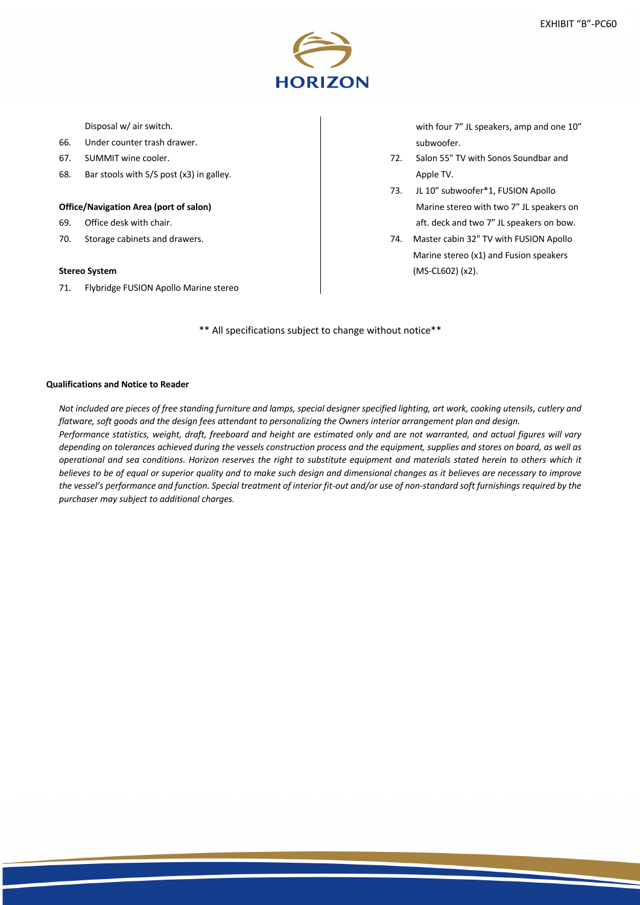Disposal w/ air switch.

66. Under counter trash drawer.
67. SUMMIT wine cooler.
68. Bar stools with S/S post (x3) in galley.

**Office/Navigation Area (port of salon)**

69. Office desk with chair.
70. Storage cabinets and drawers.

**Stereo System**

71. Flybridge FUSION Apollo Marine stereo with four 7" JL speakers, amp and one 10" subwoofer.
72. Salon 55" TV with Sonos Soundbar and Apple TV.
73. JL 10" subwoofer*1, FUSION Apollo Marine stereo with two 7" JL speakers on aft. deck and two 7" JL speakers on bow.
74. Master cabin 32" TV with FUSION Apollo Marine stereo (x1) and Fusion speakers (MS-CL602) (x2).

** All specifications subject to change without notice**

**Qualifications and Notice to Reader**

*Not included are pieces of free standing furniture and lamps, special designer specified lighting, art work, cooking utensils, cutlery and flatware, soft goods and the design fees attendant to personalizing the Owners interior arrangement plan and design.*

*Performance statistics, weight, draft, freeboard and height are estimated only and are not warranted, and actual figures will vary depending on tolerances achieved during the vessels construction process and the equipment, supplies and stores on board, as well as operational and sea conditions. Horizon reserves the right to substitute equipment and materials stated herein to others which it believes to be of equal or superior quality and to make such design and dimensional changes as it believes are necessary to improve the vessel's performance and function. Special treatment of interior fit-out and/or use of non-standard soft furnishings required by the purchaser may subject to additional charges.*